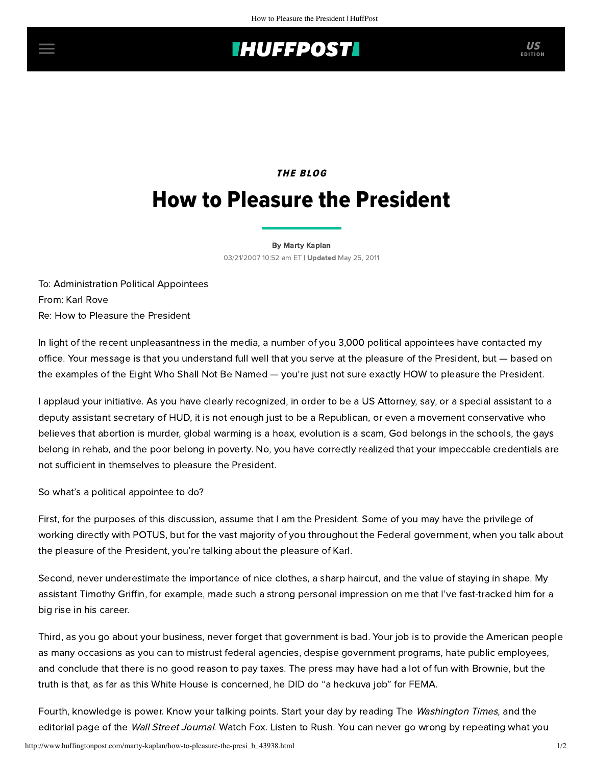THE BLOG

# How to Pleasure the President

By Marty Kaplan

03/21/2007 10:52 am ET | **Updated** May 25, 2011

To: Administration Political Appointees
From: Karl Rove
Re: How to Pleasure the President

In light of the recent unpleasantness in the media, a number of you 3,000 political appointees have contacted my office. Your message is that you understand full well that you serve at the pleasure of the President, but — based on the examples of the Eight Who Shall Not Be Named — you're just not sure exactly HOW to pleasure the President.

I applaud your initiative. As you have clearly recognized, in order to be a US Attorney, say, or a special assistant to a deputy assistant secretary of HUD, it is not enough just to be a Republican, or even a movement conservative who believes that abortion is murder, global warming is a hoax, evolution is a scam, God belongs in the schools, the gays belong in rehab, and the poor belong in poverty. No, you have correctly realized that your impeccable credentials are not sufficient in themselves to pleasure the President.

So what's a political appointee to do?

First, for the purposes of this discussion, assume that I am the President. Some of you may have the privilege of working directly with POTUS, but for the vast majority of you throughout the Federal government, when you talk about the pleasure of the President, you're talking about the pleasure of Karl.

Second, never underestimate the importance of nice clothes, a sharp haircut, and the value of staying in shape. My assistant Timothy Griffin, for example, made such a strong personal impression on me that I've fast-tracked him for a big rise in his career.

Third, as you go about your business, never forget that government is bad. Your job is to provide the American people as many occasions as you can to mistrust federal agencies, despise government programs, hate public employees, and conclude that there is no good reason to pay taxes. The press may have had a lot of fun with Brownie, but the truth is that, as far as this White House is concerned, he DID do "a heckuva job" for FEMA.

Fourth, knowledge is power. Know your talking points. Start your day by reading The *Washington Times*, and the editorial page of the *Wall Street Journal*. Watch Fox. Listen to Rush. You can never go wrong by repeating what you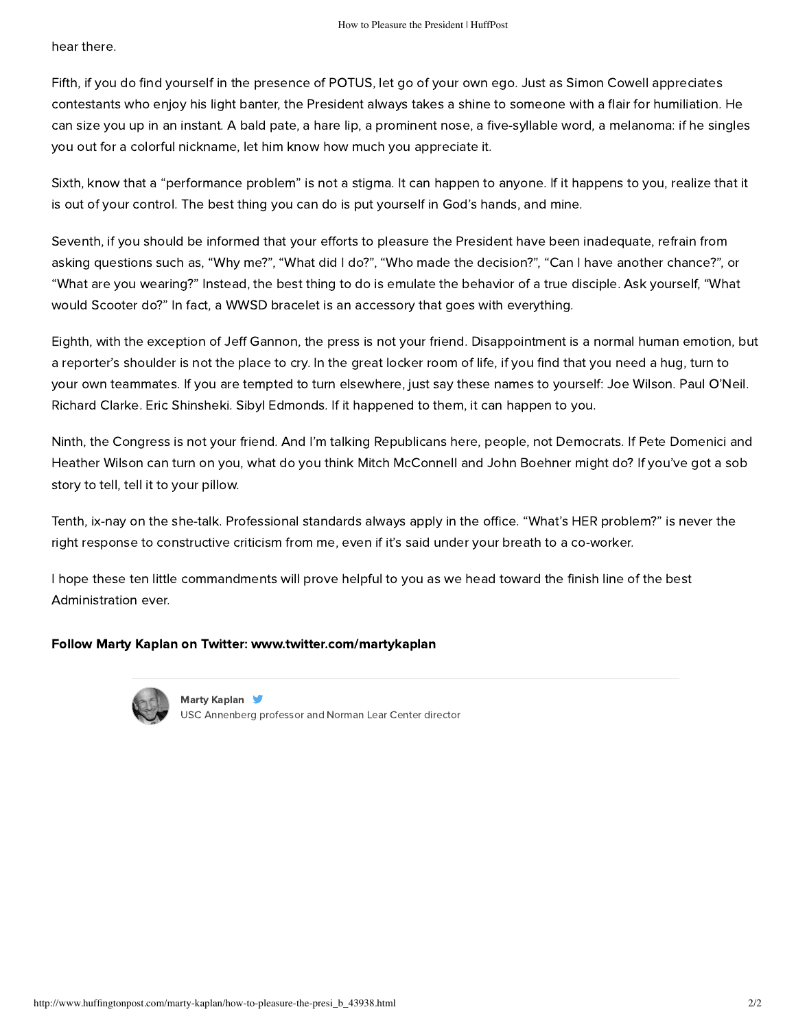hear there.

Fifth, if you do find yourself in the presence of POTUS, let go of your own ego. Just as Simon Cowell appreciates contestants who enjoy his light banter, the President always takes a shine to someone with a flair for humiliation. He can size you up in an instant. A bald pate, a hare lip, a prominent nose, a five-syllable word, a melanoma: if he singles you out for a colorful nickname, let him know how much you appreciate it.

Sixth, know that a "performance problem" is not a stigma. It can happen to anyone. If it happens to you, realize that it is out of your control. The best thing you can do is put yourself in God's hands, and mine.

Seventh, if you should be informed that your efforts to pleasure the President have been inadequate, refrain from asking questions such as, "Why me?", "What did I do?", "Who made the decision?", "Can I have another chance?", or "What are you wearing?" Instead, the best thing to do is emulate the behavior of a true disciple. Ask yourself, "What would Scooter do?" In fact, a WWSD bracelet is an accessory that goes with everything.

Eighth, with the exception of Jeff Gannon, the press is not your friend. Disappointment is a normal human emotion, but a reporter's shoulder is not the place to cry. In the great locker room of life, if you find that you need a hug, turn to your own teammates. If you are tempted to turn elsewhere, just say these names to yourself: Joe Wilson. Paul O'Neil. Richard Clarke. Eric Shinsheki. Sibyl Edmonds. If it happened to them, it can happen to you.

Ninth, the Congress is not your friend. And I'm talking Republicans here, people, not Democrats. If Pete Domenici and Heather Wilson can turn on you, what do you think Mitch McConnell and John Boehner might do? If you've got a sob story to tell, tell it to your pillow.

Tenth, ix-nay on the she-talk. Professional standards always apply in the office. "What's HER problem?" is never the right response to constructive criticism from me, even if it's said under your breath to a co-worker.

I hope these ten little commandments will prove helpful to you as we head toward the finish line of the best Administration ever.

**Follow Marty Kaplan on Twitter: www.twitter.com/martykaplan**

**Marty Kaplan**
USC Annenberg professor and Norman Lear Center director